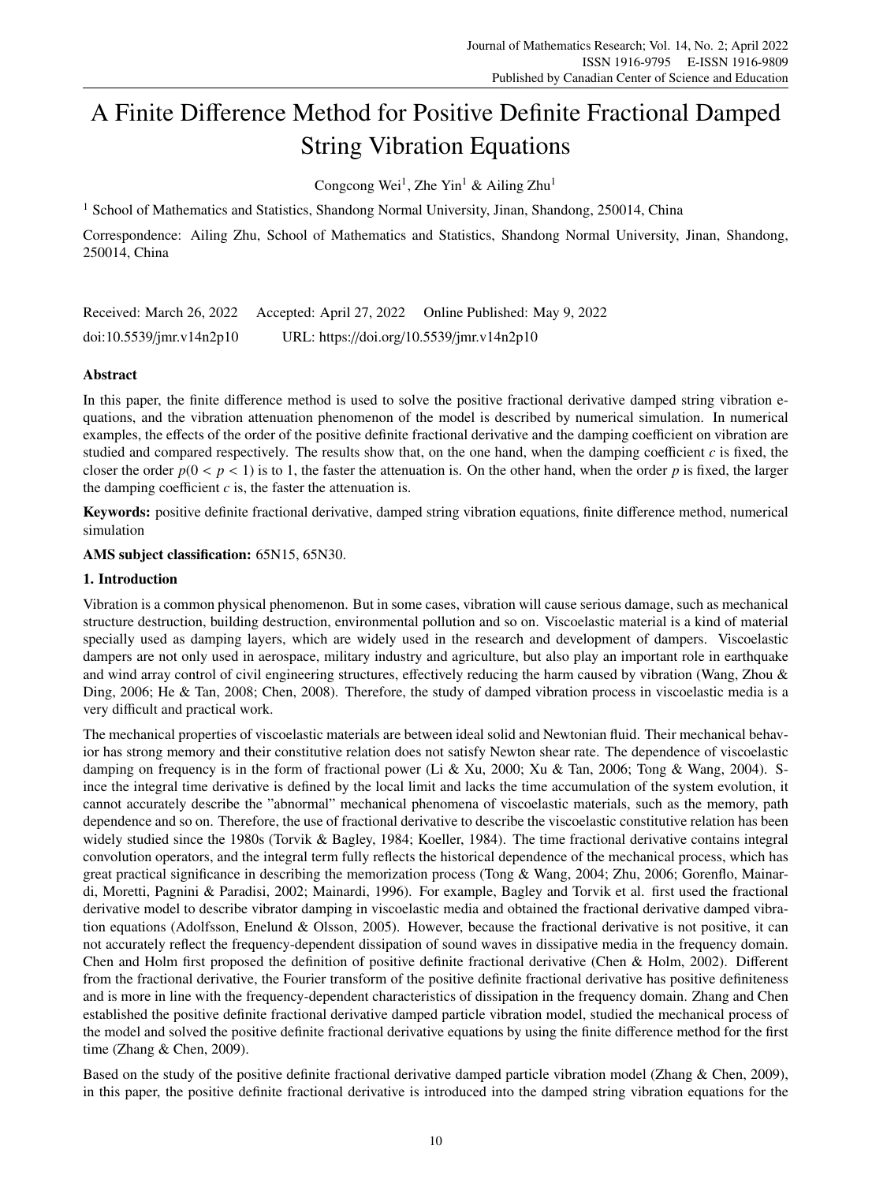# A Finite Difference Method for Positive Definite Fractional Damped String Vibration Equations

Congcong Wei[1], Zhe Yin[1] & Ailing Zhu[1]

[1] School of Mathematics and Statistics, Shandong Normal University, Jinan, Shandong, 250014, China

Correspondence: Ailing Zhu, School of Mathematics and Statistics, Shandong Normal University, Jinan, Shandong, 250014, China

Received: March 26, 2022 Accepted: April 27, 2022 Online Published: May 9, 2022

doi:10.5539/jmr.v14n2p10 URL: https://doi.org/10.5539/jmr.v14n2p10

### Abstract

In this paper, the finite difference method is used to solve the positive fractional derivative damped string vibration equations, and the vibration attenuation phenomenon of the model is described by numerical simulation. In numerical examples, the effects of the order of the positive definite fractional derivative and the damping coefficient on vibration are studied and compared respectively. The results show that, on the one hand, when the damping coefficient $c$ is fixed, the closer the order $p(0 < p < 1)$ is to 1, the faster the attenuation is. On the other hand, when the order $p$ is fixed, the larger the damping coefficient $c$ is, the faster the attenuation is.

**Keywords:** positive definite fractional derivative, damped string vibration equations, finite difference method, numerical simulation

**AMS subject classification:** 65N15, 65N30.

## 1. Introduction

Vibration is a common physical phenomenon. But in some cases, vibration will cause serious damage, such as mechanical structure destruction, building destruction, environmental pollution and so on. Viscoelastic material is a kind of material specially used as damping layers, which are widely used in the research and development of dampers. Viscoelastic dampers are not only used in aerospace, military industry and agriculture, but also play an important role in earthquake and wind array control of civil engineering structures, effectively reducing the harm caused by vibration (Wang, Zhou & Ding, 2006; He & Tan, 2008; Chen, 2008). Therefore, the study of damped vibration process in viscoelastic media is a very difficult and practical work.

The mechanical properties of viscoelastic materials are between ideal solid and Newtonian fluid. Their mechanical behavior has strong memory and their constitutive relation does not satisfy Newton shear rate. The dependence of viscoelastic damping on frequency is in the form of fractional power (Li & Xu, 2000; Xu & Tan, 2006; Tong & Wang, 2004). Since the integral time derivative is defined by the local limit and lacks the time accumulation of the system evolution, it cannot accurately describe the "abnormal" mechanical phenomena of viscoelastic materials, such as the memory, path dependence and so on. Therefore, the use of fractional derivative to describe the viscoelastic constitutive relation has been widely studied since the 1980s (Torvik & Bagley, 1984; Koeller, 1984). The time fractional derivative contains integral convolution operators, and the integral term fully reflects the historical dependence of the mechanical process, which has great practical significance in describing the memorization process (Tong & Wang, 2004; Zhu, 2006; Gorenflo, Mainardi, Moretti, Pagnini & Paradisi, 2002; Mainardi, 1996). For example, Bagley and Torvik et al. first used the fractional derivative model to describe vibrator damping in viscoelastic media and obtained the fractional derivative damped vibration equations (Adolfsson, Enelund & Olsson, 2005). However, because the fractional derivative is not positive, it can not accurately reflect the frequency-dependent dissipation of sound waves in dissipative media in the frequency domain. Chen and Holm first proposed the definition of positive definite fractional derivative (Chen & Holm, 2002). Different from the fractional derivative, the Fourier transform of the positive definite fractional derivative has positive definiteness and is more in line with the frequency-dependent characteristics of dissipation in the frequency domain. Zhang and Chen established the positive definite fractional derivative damped particle vibration model, studied the mechanical process of the model and solved the positive definite fractional derivative equations by using the finite difference method for the first time (Zhang & Chen, 2009).

Based on the study of the positive definite fractional derivative damped particle vibration model (Zhang & Chen, 2009), in this paper, the positive definite fractional derivative is introduced into the damped string vibration equations for the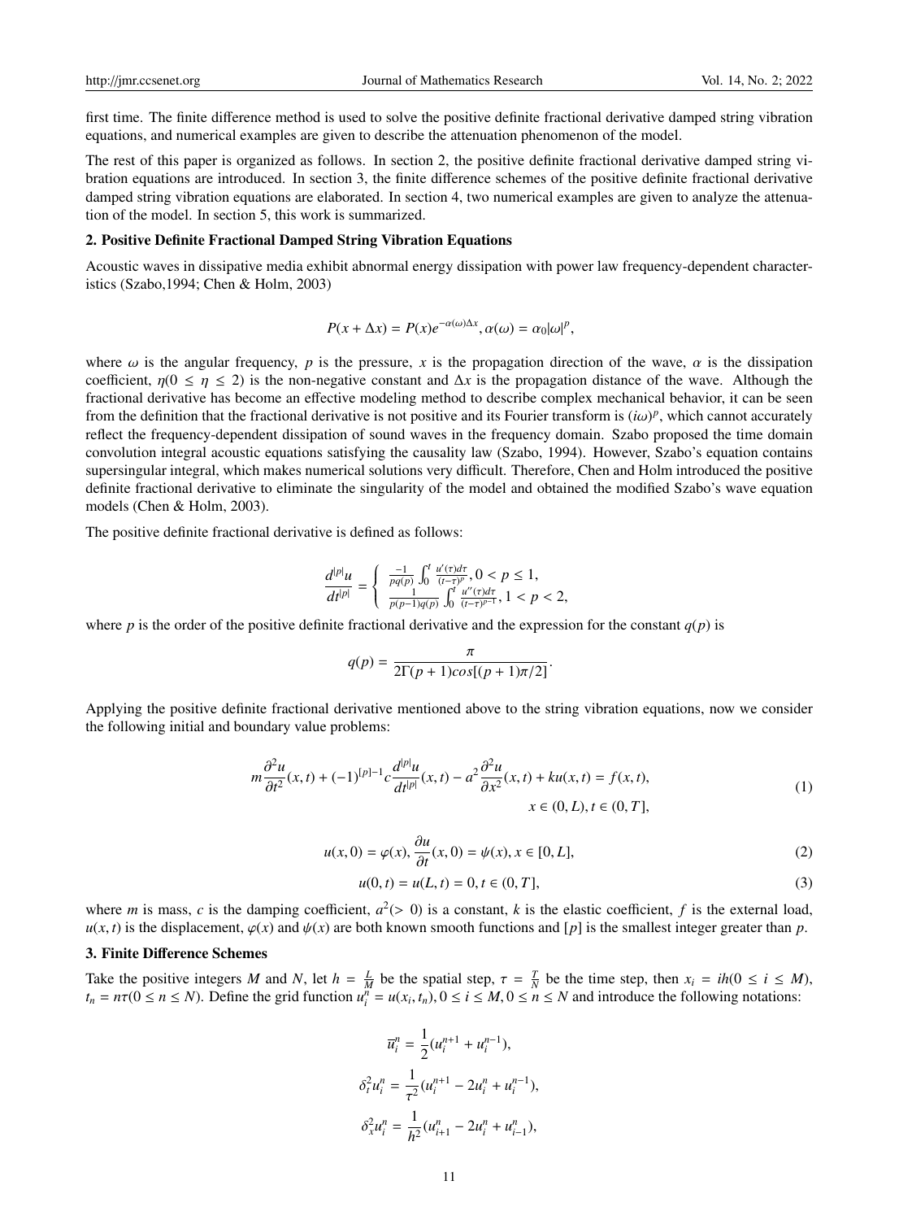first time. The finite difference method is used to solve the positive definite fractional derivative damped string vibration equations, and numerical examples are given to describe the attenuation phenomenon of the model.

The rest of this paper is organized as follows. In section 2, the positive definite fractional derivative damped string vibration equations are introduced. In section 3, the finite difference schemes of the positive definite fractional derivative damped string vibration equations are elaborated. In section 4, two numerical examples are given to analyze the attenuation of the model. In section 5, this work is summarized.

## 2. Positive Definite Fractional Damped String Vibration Equations

Acoustic waves in dissipative media exhibit abnormal energy dissipation with power law frequency-dependent characteristics (Szabo,1994; Chen & Holm, 2003)

$$P(x+\Delta x) = P(x)e^{-\alpha(\omega)\Delta x}, \alpha(\omega) = \alpha_0 |\omega|^p,$$

where $\omega$ is the angular frequency, $p$ is the pressure, $x$ is the propagation direction of the wave, $\alpha$ is the dissipation coefficient, $\eta (0 \leq \eta \leq 2)$ is the non-negative constant and $\Delta x$ is the propagation distance of the wave. Although the fractional derivative has become an effective modeling method to describe complex mechanical behavior, it can be seen from the definition that the fractional derivative is not positive and its Fourier transform is $(i\omega)^p$, which cannot accurately reflect the frequency-dependent dissipation of sound waves in the frequency domain. Szabo proposed the time domain convolution integral acoustic equations satisfying the causality law (Szabo, 1994). However, Szabo's equation contains supersingular integral, which makes numerical solutions very difficult. Therefore, Chen and Holm introduced the positive definite fractional derivative to eliminate the singularity of the model and obtained the modified Szabo's wave equation models (Chen & Holm, 2003).

The positive definite fractional derivative is defined as follows:

$$\frac{d^{|p|}u}{dt^{|p|}} = \begin{cases} \frac{-1}{pq(p)} \int_0^t \frac{u'(\tau)d\tau}{(t-\tau)^p}, 0 < p \leq 1, \\ \frac{1}{p(p-1)q(p)} \int_0^t \frac{u''(\tau)d\tau}{(t-\tau)^{p-1}}, 1 < p < 2, \end{cases}$$

where $p$ is the order of the positive definite fractional derivative and the expression for the constant $q(p)$ is

$$q(p) = \frac{\pi}{2\Gamma(p+1)cos[(p+1)\pi/2]}.$$

Applying the positive definite fractional derivative mentioned above to the string vibration equations, now we consider the following initial and boundary value problems:

$$m\frac{\partial^2 u}{\partial t^2}(x,t) + (-1)^{[p]-1} c \frac{d^{|p|}u}{dt^{|p|}}(x,t) - a^2 \frac{\partial^2 u}{\partial x^2}(x,t) + ku(x,t) = f(x,t), \quad x \in (0,L), t \in (0,T], \tag{1}$$

$$u(x,0) = \varphi(x), \frac{\partial u}{\partial t}(x,0) = \psi(x), x \in [0,L], \tag{2}$$

$$u(0,t) = u(L,t) = 0, t \in (0,T], \tag{3}$$

where $m$ is mass, $c$ is the damping coefficient, $a^2 (> 0)$ is a constant, $k$ is the elastic coefficient, $f$ is the external load, $u(x,t)$ is the displacement, $\varphi(x)$ and $\psi(x)$ are both known smooth functions and $[p]$ is the smallest integer greater than $p$.

## 3. Finite Difference Schemes

Take the positive integers $M$ and $N$, let $h = \frac{L}{M}$ be the spatial step, $\tau = \frac{T}{N}$ be the time step, then $x_i = ih (0 \leq i \leq M)$, $t_n = n\tau (0 \leq n \leq N)$. Define the grid function $u_i^n = u(x_i, t_n), 0 \leq i \leq M, 0 \leq n \leq N$ and introduce the following notations:

$$\overline{u}_i^n = \frac{1}{2}(u_i^{n+1} + u_i^{n-1}),$$

$$\delta_t^2 u_i^n = \frac{1}{\tau^2}(u_i^{n+1} - 2u_i^n + u_i^{n-1}),$$

$$\delta_x^2 u_i^n = \frac{1}{h^2}(u_{i+1}^n - 2u_i^n + u_{i-1}^n),$$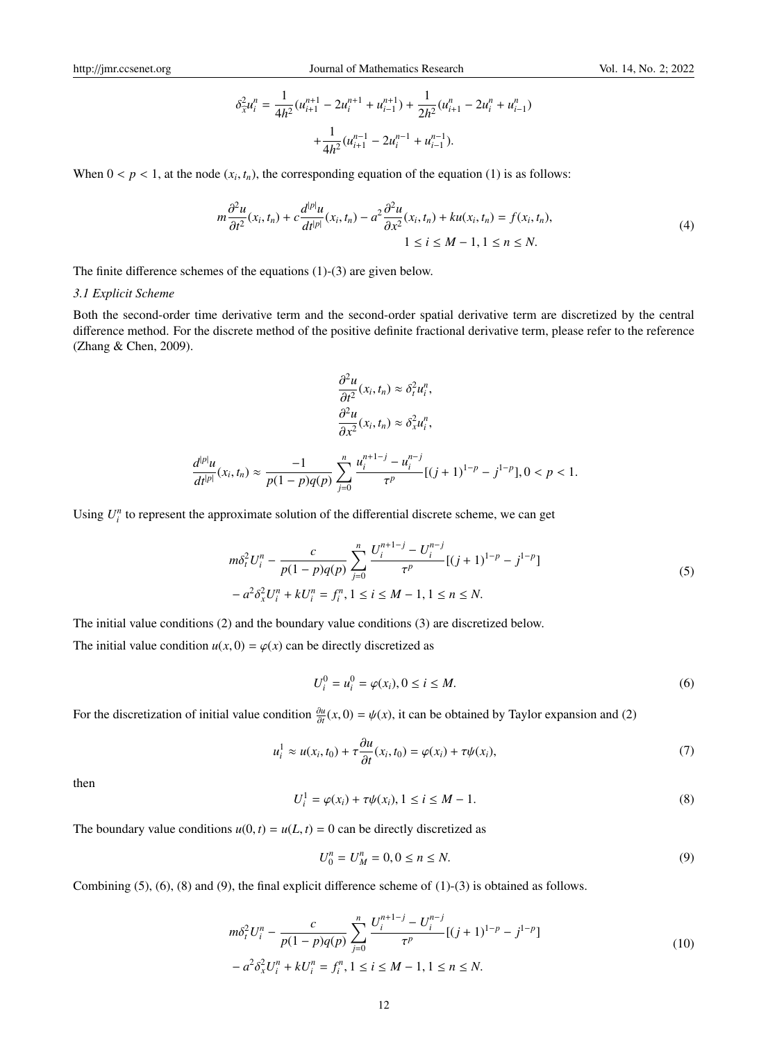$$\delta_x^2 u_i^n = \frac{1}{4h^2}(u_{i+1}^{n+1} - 2u_i^{n+1} + u_{i-1}^{n+1}) + \frac{1}{2h^2}(u_{i+1}^{n} - 2u_i^{n} + u_{i-1}^{n}) + \frac{1}{4h^2}(u_{i+1}^{n-1} - 2u_i^{n-1} + u_{i-1}^{n-1}).$$

When $0 < p < 1$, at the node $(x_i, t_n)$, the corresponding equation of the equation (1) is as follows:

$$m\frac{\partial^2 u}{\partial t^2}(x_i, t_n) + c\frac{d^{|p|}u}{dt^{|p|}}(x_i, t_n) - a^2\frac{\partial^2 u}{\partial x^2}(x_i, t_n) + ku(x_i, t_n) = f(x_i, t_n), \quad 1 \le i \le M-1, 1 \le n \le N. \tag{4}$$

The finite difference schemes of the equations (1)-(3) are given below.

### 3.1 Explicit Scheme

Both the second-order time derivative term and the second-order spatial derivative term are discretized by the central difference method. For the discrete method of the positive definite fractional derivative term, please refer to the reference (Zhang & Chen, 2009).

$$\frac{\partial^2 u}{\partial t^2}(x_i, t_n) \approx \delta_t^2 u_i^n,$$

$$\frac{\partial^2 u}{\partial x^2}(x_i, t_n) \approx \delta_x^2 u_i^n,$$

$$\frac{d^{|p|}u}{dt^{|p|}}(x_i, t_n) \approx \frac{-1}{p(1-p)q(p)}\sum_{j=0}^{n}\frac{u_i^{n+1-j} - u_i^{n-j}}{\tau^p}[(j+1)^{1-p} - j^{1-p}], 0 < p < 1.$$

Using $U_i^n$ to represent the approximate solution of the differential discrete scheme, we can get

$$m\delta_t^2 U_i^n - \frac{c}{p(1-p)q(p)}\sum_{j=0}^{n}\frac{U_i^{n+1-j} - U_i^{n-j}}{\tau^p}[(j+1)^{1-p} - j^{1-p}] - a^2\delta_x^2 U_i^n + kU_i^n = f_i^n, 1 \le i \le M-1, 1 \le n \le N. \tag{5}$$

The initial value conditions (2) and the boundary value conditions (3) are discretized below.

The initial value condition $u(x, 0) = \varphi(x)$ can be directly discretized as

$$U_i^0 = u_i^0 = \varphi(x_i), 0 \le i \le M. \tag{6}$$

For the discretization of initial value condition $\frac{\partial u}{\partial t}(x, 0) = \psi(x)$, it can be obtained by Taylor expansion and (2)

$$u_i^1 \approx u(x_i, t_0) + \tau\frac{\partial u}{\partial t}(x_i, t_0) = \varphi(x_i) + \tau\psi(x_i), \tag{7}$$

then

$$U_i^1 = \varphi(x_i) + \tau\psi(x_i), 1 \le i \le M-1. \tag{8}$$

The boundary value conditions $u(0, t) = u(L, t) = 0$ can be directly discretized as

$$U_0^n = U_M^n = 0, 0 \le n \le N. \tag{9}$$

Combining (5), (6), (8) and (9), the final explicit difference scheme of (1)-(3) is obtained as follows.

$$m\delta_t^2 U_i^n - \frac{c}{p(1-p)q(p)}\sum_{j=0}^{n}\frac{U_i^{n+1-j} - U_i^{n-j}}{\tau^p}[(j+1)^{1-p} - j^{1-p}] - a^2\delta_x^2 U_i^n + kU_i^n = f_i^n, 1 \le i \le M-1, 1 \le n \le N. \tag{10}$$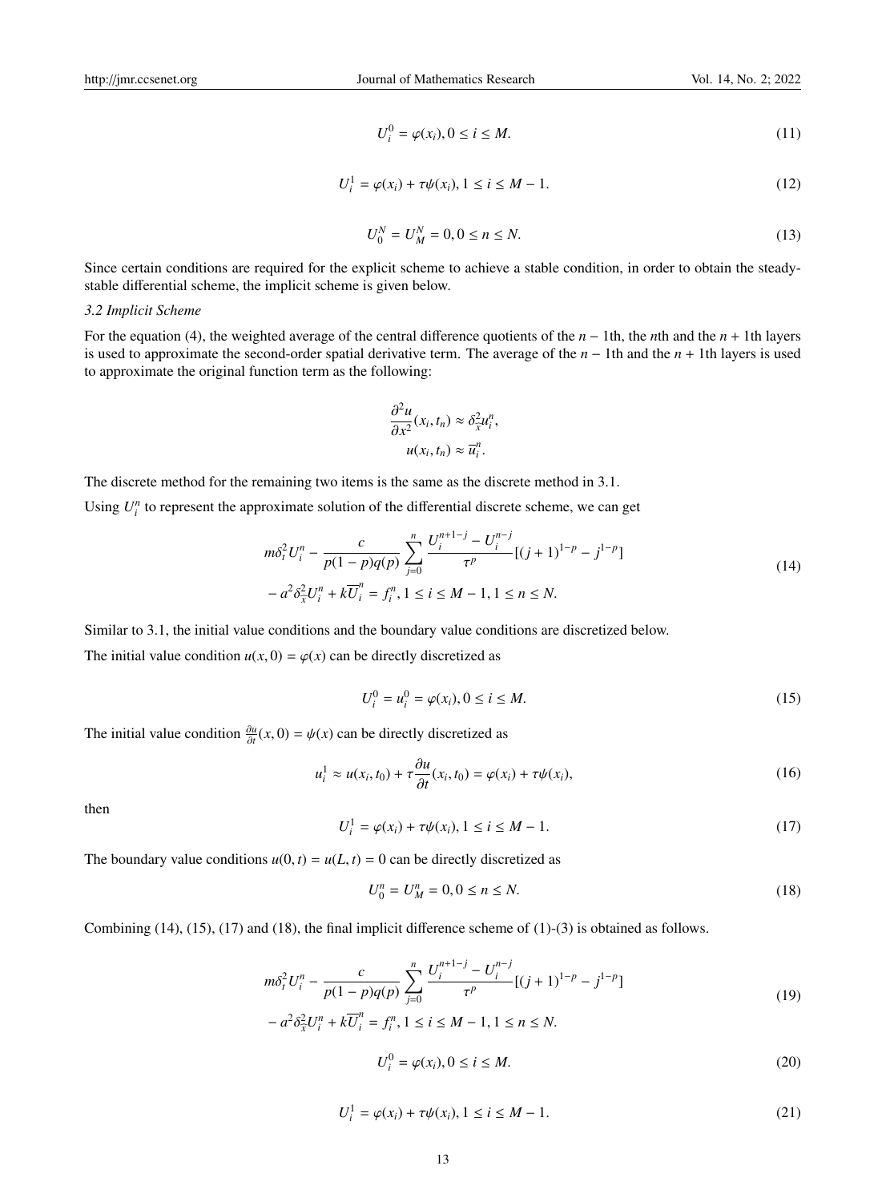$$U_i^0 = \varphi(x_i), 0 \le i \le M. \tag{11}$$

$$U_i^1 = \varphi(x_i) + \tau\psi(x_i), 1 \le i \le M-1. \tag{12}$$

$$U_0^N = U_M^N = 0, 0 \le n \le N. \tag{13}$$

Since certain conditions are required for the explicit scheme to achieve a stable condition, in order to obtain the steady-stable differential scheme, the implicit scheme is given below.

### 3.2 Implicit Scheme

For the equation (4), the weighted average of the central difference quotients of the $n-1$th, the $n$th and the $n+1$th layers is used to approximate the second-order spatial derivative term. The average of the $n-1$th and the $n+1$th layers is used to approximate the original function term as the following:

$$\frac{\partial^2 u}{\partial x^2}(x_i, t_n) \approx \delta_{\bar{x}}^2 u_i^n,$$
$$u(x_i, t_n) \approx \overline{u}_i^n.$$

The discrete method for the remaining two items is the same as the discrete method in 3.1.

Using $U_i^n$ to represent the approximate solution of the differential discrete scheme, we can get

$$\begin{aligned} & m\delta_t^2 U_i^n - \frac{c}{p(1-p)q(p)} \sum_{j=0}^{n} \frac{U_i^{n+1-j} - U_i^{n-j}}{\tau^p}[(j+1)^{1-p} - j^{1-p}] \\ & - a^2 \delta_{\bar{x}}^2 U_i^n + k\overline{U}_i^n = f_i^n, 1 \le i \le M-1, 1 \le n \le N. \end{aligned} \tag{14}$$

Similar to 3.1, the initial value conditions and the boundary value conditions are discretized below.

The initial value condition $u(x, 0) = \varphi(x)$ can be directly discretized as

$$U_i^0 = u_i^0 = \varphi(x_i), 0 \le i \le M. \tag{15}$$

The initial value condition $\frac{\partial u}{\partial t}(x, 0) = \psi(x)$ can be directly discretized as

$$u_i^1 \approx u(x_i, t_0) + \tau\frac{\partial u}{\partial t}(x_i, t_0) = \varphi(x_i) + \tau\psi(x_i), \tag{16}$$

then

$$U_i^1 = \varphi(x_i) + \tau\psi(x_i), 1 \le i \le M-1. \tag{17}$$

The boundary value conditions $u(0, t) = u(L, t) = 0$ can be directly discretized as

$$U_0^n = U_M^n = 0, 0 \le n \le N. \tag{18}$$

Combining (14), (15), (17) and (18), the final implicit difference scheme of (1)-(3) is obtained as follows.

$$\begin{aligned} & m\delta_t^2 U_i^n - \frac{c}{p(1-p)q(p)} \sum_{j=0}^{n} \frac{U_i^{n+1-j} - U_i^{n-j}}{\tau^p}[(j+1)^{1-p} - j^{1-p}] \\ & - a^2 \delta_{\bar{x}}^2 U_i^n + k\overline{U}_i^n = f_i^n, 1 \le i \le M-1, 1 \le n \le N. \end{aligned} \tag{19}$$

$$U_i^0 = \varphi(x_i), 0 \le i \le M. \tag{20}$$

$$U_i^1 = \varphi(x_i) + \tau\psi(x_i), 1 \le i \le M-1. \tag{21}$$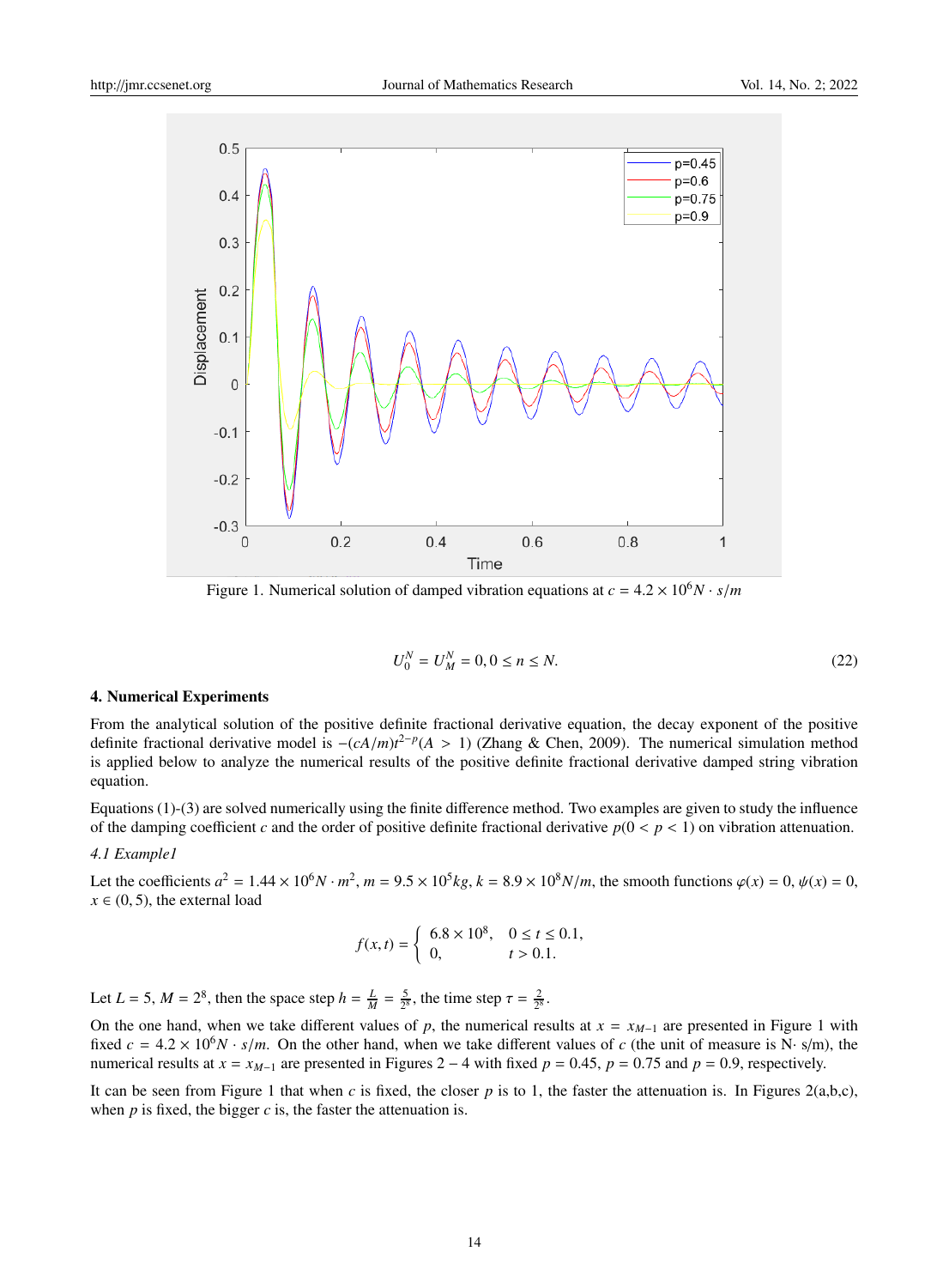Figure 1. Numerical solution of damped vibration equations at $c = 4.2 \times 10^6 N \cdot s/m$

$$U_0^N = U_M^N = 0, 0 \leq n \leq N. \tag{22}$$

## 4. Numerical Experiments

From the analytical solution of the positive definite fractional derivative equation, the decay exponent of the positive definite fractional derivative model is $-(cA/m)t^{2-p}(A > 1)$ (Zhang & Chen, 2009). The numerical simulation method is applied below to analyze the numerical results of the positive definite fractional derivative damped string vibration equation.

Equations (1)-(3) are solved numerically using the finite difference method. Two examples are given to study the influence of the damping coefficient $c$ and the order of positive definite fractional derivative $p(0 < p < 1)$ on vibration attenuation.

### *4.1 Example1*

Let the coefficients $a^2 = 1.44 \times 10^6 N \cdot m^2$, $m = 9.5 \times 10^5 kg$, $k = 8.9 \times 10^8 N/m$, the smooth functions $\varphi(x) = 0$, $\psi(x) = 0$, $x \in (0, 5)$, the external load

$$f(x,t) = \begin{cases} 6.8 \times 10^8, & 0 \leq t \leq 0.1, \\ 0, & t > 0.1. \end{cases}$$

Let $L = 5$, $M = 2^8$, then the space step $h = \frac{L}{M} = \frac{5}{2^8}$, the time step $\tau = \frac{2}{2^8}$.

On the one hand, when we take different values of $p$, the numerical results at $x = x_{M-1}$ are presented in Figure 1 with fixed $c = 4.2 \times 10^6 N \cdot s/m$. On the other hand, when we take different values of $c$ (the unit of measure is N$\cdot$ s/m), the numerical results at $x = x_{M-1}$ are presented in Figures $2-4$ with fixed $p = 0.45$, $p = 0.75$ and $p = 0.9$, respectively.

It can be seen from Figure 1 that when $c$ is fixed, the closer $p$ is to 1, the faster the attenuation is. In Figures 2(a,b,c), when $p$ is fixed, the bigger $c$ is, the faster the attenuation is.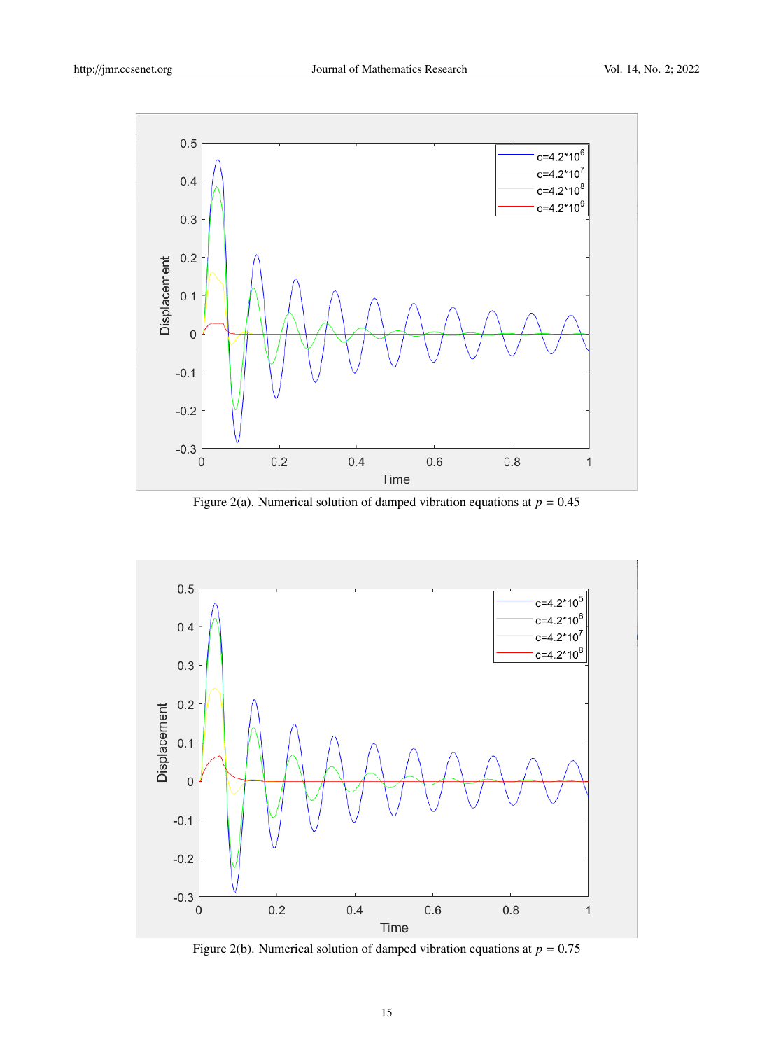Figure 2(a). Numerical solution of damped vibration equations at $p = 0.45$

Figure 2(b). Numerical solution of damped vibration equations at $p = 0.75$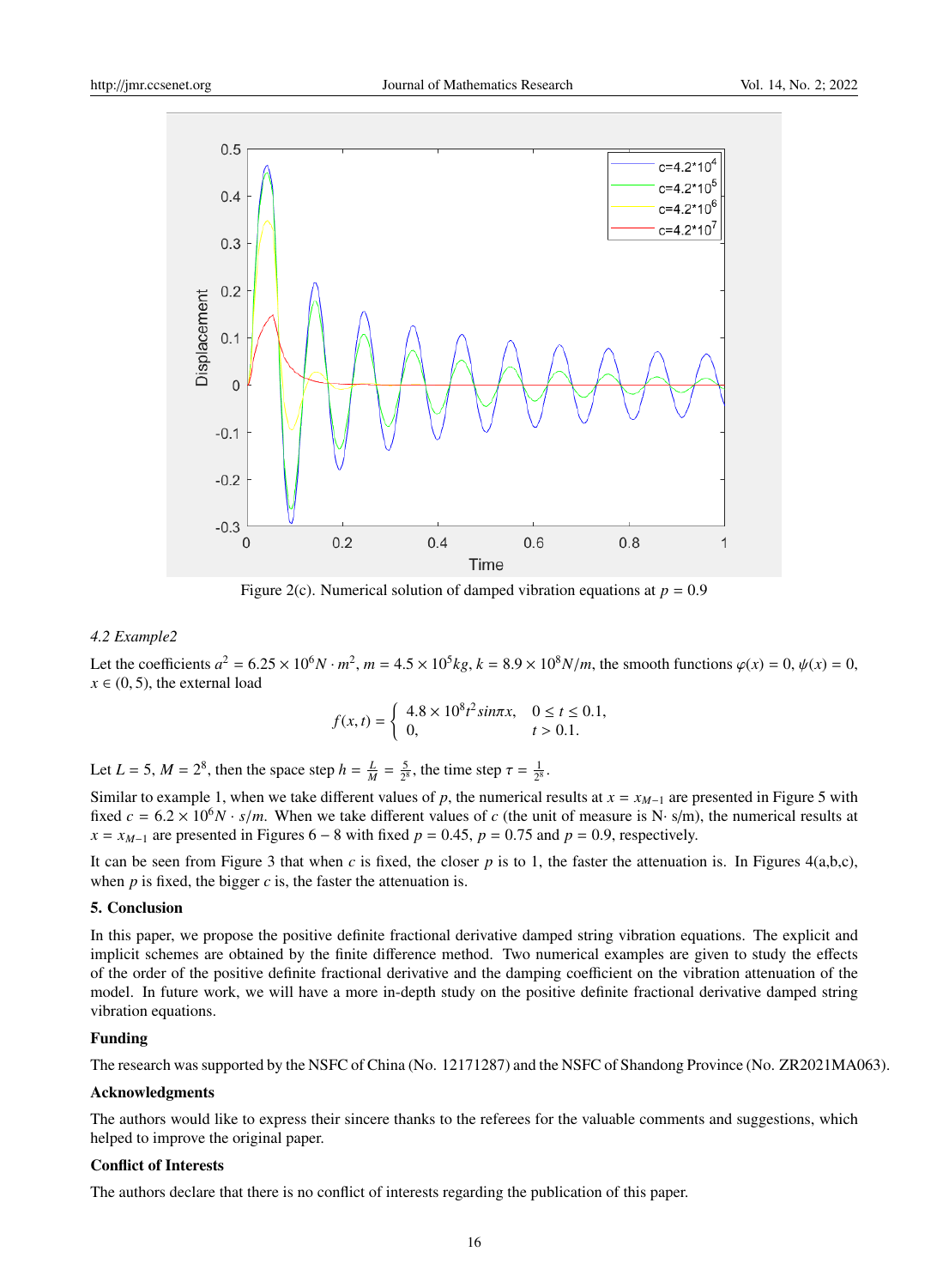Figure 2(c). Numerical solution of damped vibration equations at $p = 0.9$

### *4.2 Example2*

Let the coefficients $a^2 = 6.25 \times 10^6 N \cdot m^2$, $m = 4.5 \times 10^5 kg$, $k = 8.9 \times 10^8 N/m$, the smooth functions $\varphi(x) = 0$, $\psi(x) = 0$, $x \in (0, 5)$, the external load

$$f(x,t) = \begin{cases} 4.8 \times 10^8 t^2 sin\pi x, & 0 \le t \le 0.1, \\ 0, & t > 0.1. \end{cases}$$

Let $L = 5$, $M = 2^8$, then the space step $h = \frac{L}{M} = \frac{5}{2^8}$, the time step $\tau = \frac{1}{2^8}$.

Similar to example 1, when we take different values of $p$, the numerical results at $x = x_{M-1}$ are presented in Figure 5 with fixed $c = 6.2 \times 10^6 N \cdot s/m$. When we take different values of $c$ (the unit of measure is N· s/m), the numerical results at $x = x_{M-1}$ are presented in Figures 6 − 8 with fixed $p = 0.45$, $p = 0.75$ and $p = 0.9$, respectively.

It can be seen from Figure 3 that when $c$ is fixed, the closer $p$ is to 1, the faster the attenuation is. In Figures 4(a,b,c), when $p$ is fixed, the bigger $c$ is, the faster the attenuation is.

## 5. Conclusion

In this paper, we propose the positive definite fractional derivative damped string vibration equations. The explicit and implicit schemes are obtained by the finite difference method. Two numerical examples are given to study the effects of the order of the positive definite fractional derivative and the damping coefficient on the vibration attenuation of the model. In future work, we will have a more in-depth study on the positive definite fractional derivative damped string vibration equations.

## Funding

The research was supported by the NSFC of China (No. 12171287) and the NSFC of Shandong Province (No. ZR2021MA063).

## Acknowledgments

The authors would like to express their sincere thanks to the referees for the valuable comments and suggestions, which helped to improve the original paper.

## Conflict of Interests

The authors declare that there is no conflict of interests regarding the publication of this paper.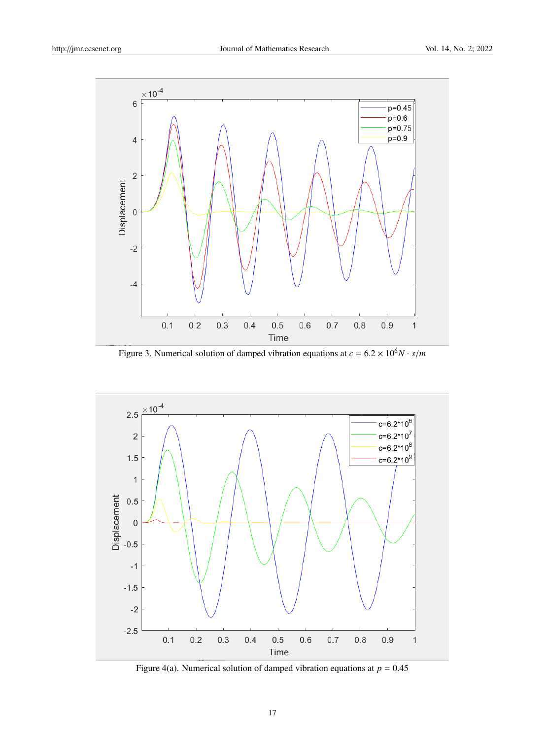Figure 3. Numerical solution of damped vibration equations at $c = 6.2 \times 10^6 N \cdot s/m$

Figure 4(a). Numerical solution of damped vibration equations at $p = 0.45$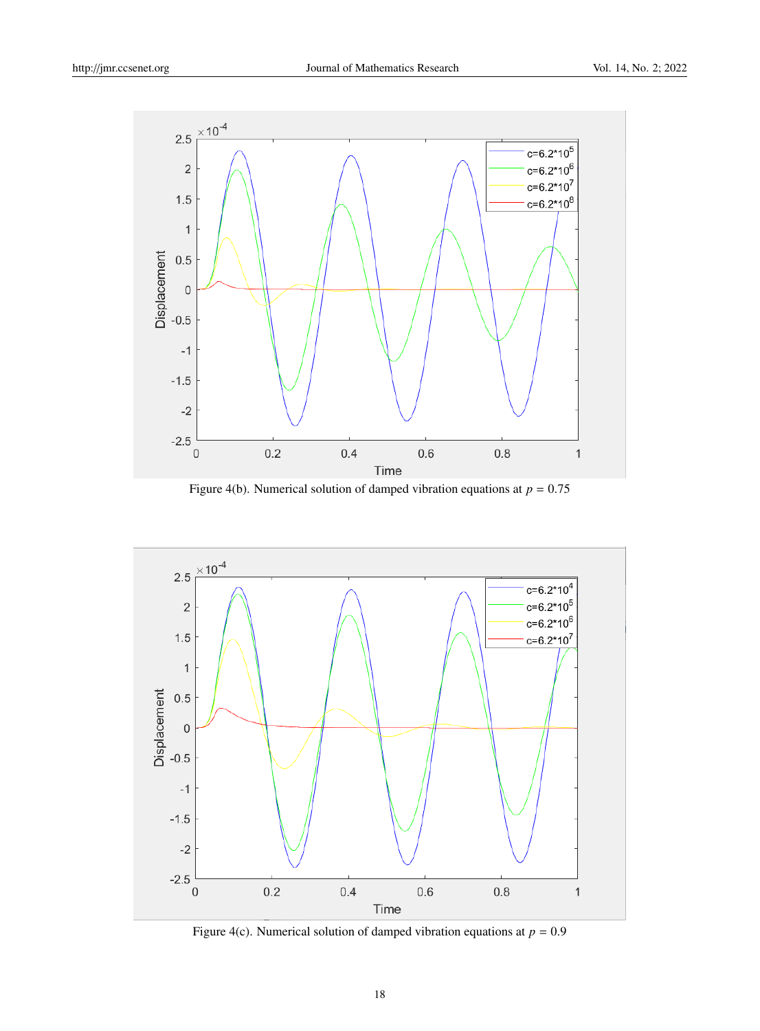Figure 4(b). Numerical solution of damped vibration equations at $p = 0.75$

Figure 4(c). Numerical solution of damped vibration equations at $p = 0.9$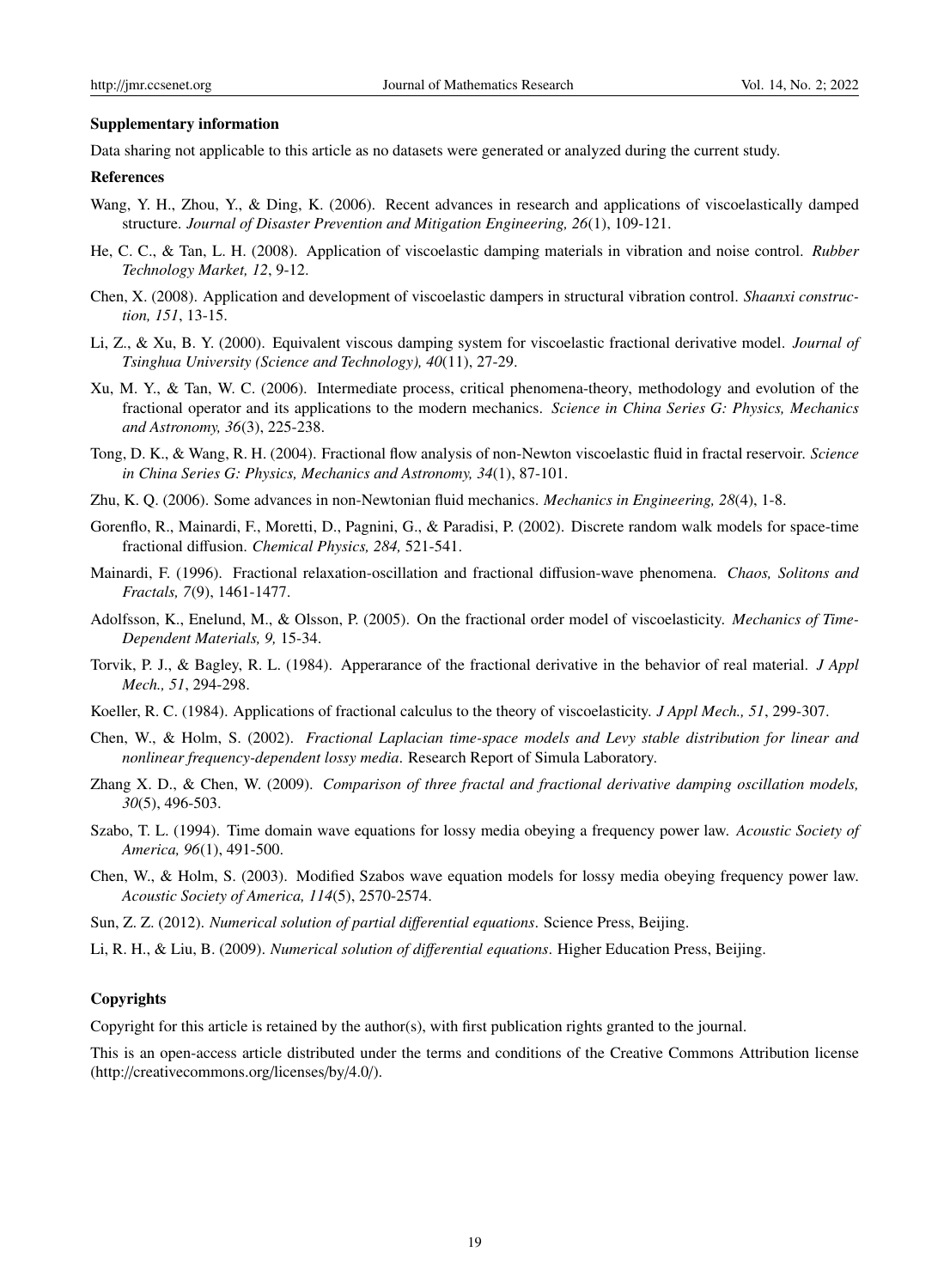### Supplementary information

Data sharing not applicable to this article as no datasets were generated or analyzed during the current study.

### References

Wang, Y. H., Zhou, Y., & Ding, K. (2006). Recent advances in research and applications of viscoelastically damped structure. *Journal of Disaster Prevention and Mitigation Engineering, 26*(1), 109-121.

He, C. C., & Tan, L. H. (2008). Application of viscoelastic damping materials in vibration and noise control. *Rubber Technology Market, 12*, 9-12.

Chen, X. (2008). Application and development of viscoelastic dampers in structural vibration control. *Shaanxi construction, 151*, 13-15.

Li, Z., & Xu, B. Y. (2000). Equivalent viscous damping system for viscoelastic fractional derivative model. *Journal of Tsinghua University (Science and Technology), 40*(11), 27-29.

Xu, M. Y., & Tan, W. C. (2006). Intermediate process, critical phenomena-theory, methodology and evolution of the fractional operator and its applications to the modern mechanics. *Science in China Series G: Physics, Mechanics and Astronomy, 36*(3), 225-238.

Tong, D. K., & Wang, R. H. (2004). Fractional flow analysis of non-Newton viscoelastic fluid in fractal reservoir. *Science in China Series G: Physics, Mechanics and Astronomy, 34*(1), 87-101.

Zhu, K. Q. (2006). Some advances in non-Newtonian fluid mechanics. *Mechanics in Engineering, 28*(4), 1-8.

Gorenflo, R., Mainardi, F., Moretti, D., Pagnini, G., & Paradisi, P. (2002). Discrete random walk models for space-time fractional diffusion. *Chemical Physics, 284,* 521-541.

Mainardi, F. (1996). Fractional relaxation-oscillation and fractional diffusion-wave phenomena. *Chaos, Solitons and Fractals, 7*(9), 1461-1477.

Adolfsson, K., Enelund, M., & Olsson, P. (2005). On the fractional order model of viscoelasticity. *Mechanics of Time-Dependent Materials, 9,* 15-34.

Torvik, P. J., & Bagley, R. L. (1984). Apperarance of the fractional derivative in the behavior of real material. *J Appl Mech., 51*, 294-298.

Koeller, R. C. (1984). Applications of fractional calculus to the theory of viscoelasticity. *J Appl Mech., 51*, 299-307.

Chen, W., & Holm, S. (2002). *Fractional Laplacian time-space models and Levy stable distribution for linear and nonlinear frequency-dependent lossy media*. Research Report of Simula Laboratory.

Zhang X. D., & Chen, W. (2009). *Comparison of three fractal and fractional derivative damping oscillation models, 30*(5), 496-503.

Szabo, T. L. (1994). Time domain wave equations for lossy media obeying a frequency power law. *Acoustic Society of America, 96*(1), 491-500.

Chen, W., & Holm, S. (2003). Modified Szabos wave equation models for lossy media obeying frequency power law. *Acoustic Society of America, 114*(5), 2570-2574.

Sun, Z. Z. (2012). *Numerical solution of partial differential equations*. Science Press, Beijing.

Li, R. H., & Liu, B. (2009). *Numerical solution of differential equations*. Higher Education Press, Beijing.

### Copyrights

Copyright for this article is retained by the author(s), with first publication rights granted to the journal.

This is an open-access article distributed under the terms and conditions of the Creative Commons Attribution license (http://creativecommons.org/licenses/by/4.0/).